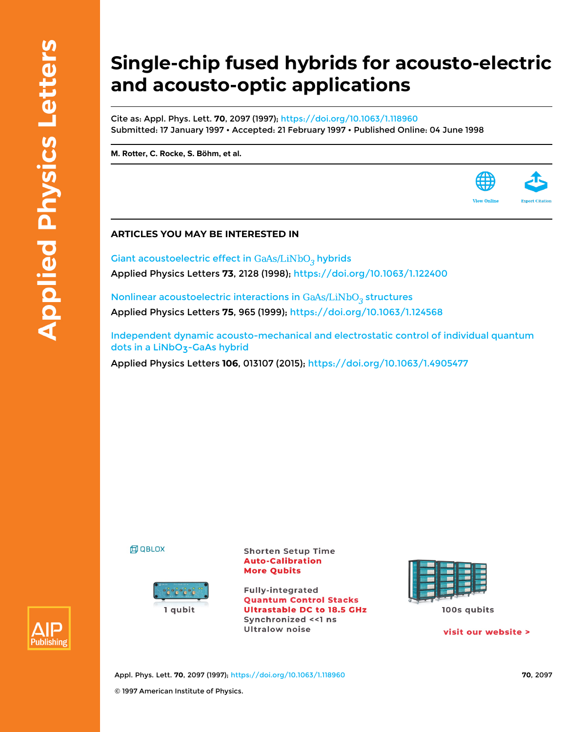# Single-chip fused hybrids for acousto-electric and acousto-optic applications

Cite as: Appl. Phys. Lett. **70**, 2097 (1997); https://doi.org/10.1063/1.118960
Submitted: 17 January 1997 • Accepted: 21 February 1997 • Published Online: 04 June 1998

**M. Rotter, C. Rocke, S. Böhm, et al.**

## ARTICLES YOU MAY BE INTERESTED IN

Giant acoustoelectric effect in $GaAs/LiNbO_3$ hybrids
Applied Physics Letters **73**, 2128 (1998); https://doi.org/10.1063/1.122400

Nonlinear acoustoelectric interactions in $GaAs/LiNbO_3$ structures
Applied Physics Letters **75**, 965 (1999); https://doi.org/10.1063/1.124568

Independent dynamic acousto-mechanical and electrostatic control of individual quantum dots in a $LiNbO_3$-GaAs hybrid
Applied Physics Letters **106**, 013107 (2015); https://doi.org/10.1063/1.4905477

© 1997 American Institute of Physics.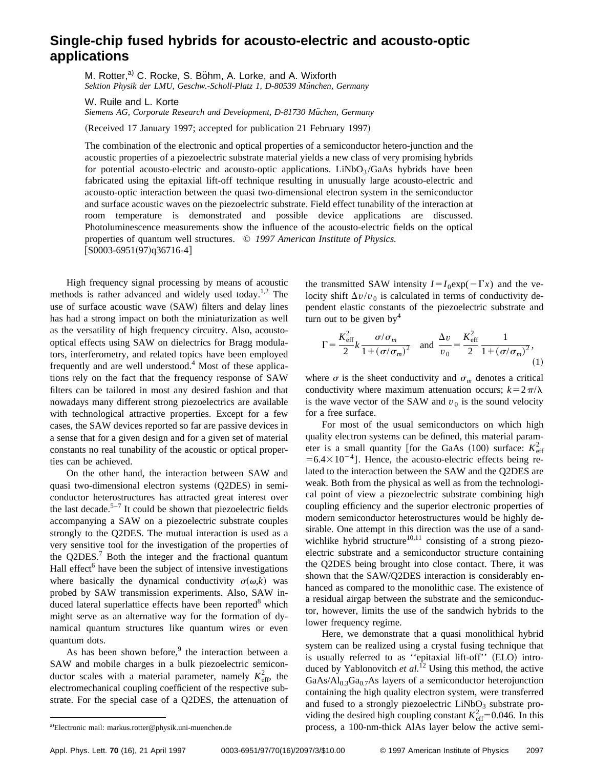# Single-chip fused hybrids for acousto-electric and acousto-optic applications

M. Rotter,[a] C. Rocke, S. Böhm, A. Lorke, and A. Wixforth
*Sektion Physik der LMU, Geschw.-Scholl-Platz 1, D-80539 München, Germany*

W. Ruile and L. Korte
*Siemens AG, Corporate Research and Development, D-81730 Müchen, Germany*

(Received 17 January 1997; accepted for publication 21 February 1997)

The combination of the electronic and optical properties of a semiconductor hetero-junction and the acoustic properties of a piezoelectric substrate material yields a new class of very promising hybrids for potential acousto-electric and acousto-optic applications. $LiNbO_3$/GaAs hybrids have been fabricated using the epitaxial lift-off technique resulting in unusually large acousto-electric and acousto-optic interaction between the quasi two-dimensional electron system in the semiconductor and surface acoustic waves on the piezoelectric substrate. Field effect tunability of the interaction at room temperature is demonstrated and possible device applications are discussed. Photoluminescence measurements show the influence of the acousto-electric fields on the optical properties of quantum well structures. © *1997 American Institute of Physics.* [S0003-6951(97)q36716-4]

High frequency signal processing by means of acoustic methods is rather advanced and widely used today.[1,2] The use of surface acoustic wave (SAW) filters and delay lines has had a strong impact on both the miniaturization as well as the versatility of high frequency circuitry. Also, acousto-optical effects using SAW on dielectrics for Bragg modulators, interferometry, and related topics have been employed frequently and are well understood.[4] Most of these applications rely on the fact that the frequency response of SAW filters can be tailored in most any desired fashion and that nowadays many different strong piezoelectrics are available with technological attractive properties. Except for a few cases, the SAW devices reported so far are passive devices in a sense that for a given design and for a given set of material constants no real tunability of the acoustic or optical properties can be achieved.

On the other hand, the interaction between SAW and quasi two-dimensional electron systems (Q2DES) in semiconductor heterostructures has attracted great interest over the last decade.[5–7] It could be shown that piezoelectric fields accompanying a SAW on a piezoelectric substrate couples strongly to the Q2DES. The mutual interaction is used as a very sensitive tool for the investigation of the properties of the Q2DES.[7] Both the integer and the fractional quantum Hall effect[6] have been the subject of intensive investigations where basically the dynamical conductivity $\sigma(\omega,k)$ was probed by SAW transmission experiments. Also, SAW induced lateral superlattice effects have been reported[8] which might serve as an alternative way for the formation of dynamical quantum structures like quantum wires or even quantum dots.

As has been shown before,[9] the interaction between a SAW and mobile charges in a bulk piezoelectric semiconductor scales with a material parameter, namely $K^2_{\mathrm{eff}}$, the electromechanical coupling coefficient of the respective substrate. For the special case of a Q2DES, the attenuation of the transmitted SAW intensity $I = I_0 \exp(-\Gamma x)$ and the velocity shift $\Delta v / v_0$ is calculated in terms of conductivity dependent elastic constants of the piezoelectric substrate and turn out to be given by[4]

$$\Gamma = \frac{K^2_{\mathrm{eff}}}{2} k \frac{\sigma/\sigma_m}{1+(\sigma/\sigma_m)^2} \quad \text{and} \quad \frac{\Delta v}{v_0} = \frac{K^2_{\mathrm{eff}}}{2} \frac{1}{1+(\sigma/\sigma_m)^2}, \tag{1}$$

where $\sigma$ is the sheet conductivity and $\sigma_m$ denotes a critical conductivity where maximum attenuation occurs; $k = 2\pi/\lambda$ is the wave vector of the SAW and $v_0$ is the sound velocity for a free surface.

For most of the usual semiconductors on which high quality electron systems can be defined, this material parameter is a small quantity [for the GaAs (100) surface: $K^2_{\mathrm{eff}} = 6.4 \times 10^{-4}$]. Hence, the acousto-electric effects being related to the interaction between the SAW and the Q2DES are weak. Both from the physical as well as from the technological point of view a piezoelectric substrate combining high coupling efficiency and the superior electronic properties of modern semiconductor heterostructures would be highly desirable. One attempt in this direction was the use of a sandwichlike hybrid structure[10,11] consisting of a strong piezoelectric substrate and a semiconductor structure containing the Q2DES being brought into close contact. There, it was shown that the SAW/Q2DES interaction is considerably enhanced as compared to the monolithic case. The existence of a residual airgap between the substrate and the semiconductor, however, limits the use of the sandwich hybrids to the lower frequency regime.

Here, we demonstrate that a quasi monolithical hybrid system can be realized using a crystal fusing technique that is usually referred to as ''epitaxial lift-off'' (ELO) introduced by Yablonovitch *et al.*[12] Using this method, the active GaAs/$Al_{0.3}Ga_{0.7}$As layers of a semiconductor heterojunction containing the high quality electron system, were transferred and fused to a strongly piezoelectric $LiNbO_3$ substrate providing the desired high coupling constant $K^2_{\mathrm{eff}} = 0.046$. In this process, a 100-nm-thick AlAs layer below the active semi-

[a]Electronic mail: markus.rotter@physik.uni-muenchen.de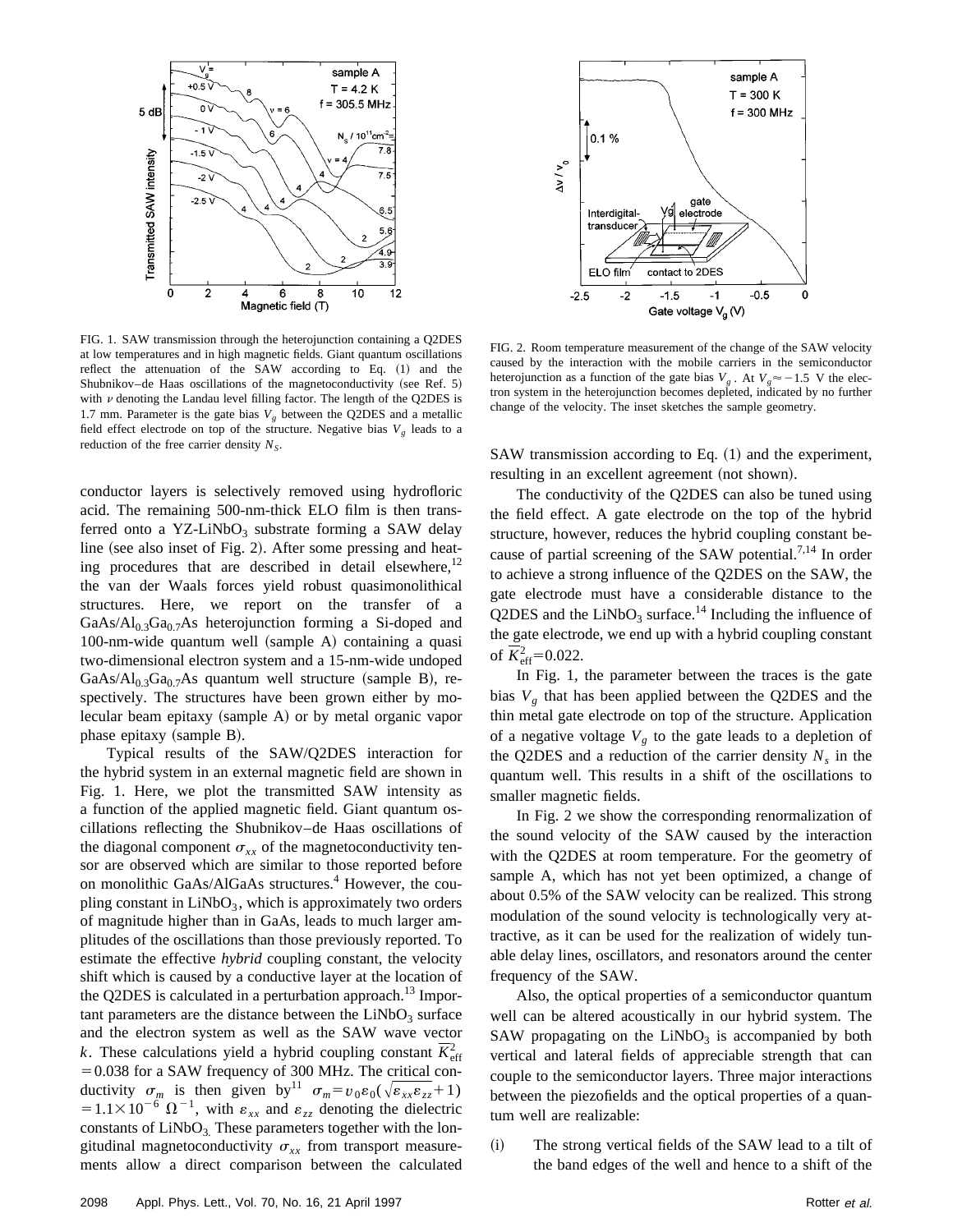FIG. 1. SAW transmission through the heterojunction containing a Q2DES at low temperatures and in high magnetic fields. Giant quantum oscillations reflect the attenuation of the SAW according to Eq. (1) and the Shubnikov–de Haas oscillations of the magnetoconductivity (see Ref. 5) with $\nu$ denoting the Landau level filling factor. The length of the Q2DES is 1.7 mm. Parameter is the gate bias $V_g$ between the Q2DES and a metallic field effect electrode on top of the structure. Negative bias $V_g$ leads to a reduction of the free carrier density $N_S$.

FIG. 2. Room temperature measurement of the change of the SAW velocity caused by the interaction with the mobile carriers in the semiconductor heterojunction as a function of the gate bias $V_g$. At $V_g \approx -1.5$ V the electron system in the heterojunction becomes depleted, indicated by no further change of the velocity. The inset sketches the sample geometry.

conductor layers is selectively removed using hydrofloric acid. The remaining 500-nm-thick ELO film is then transferred onto a YZ-$LiNbO_3$ substrate forming a SAW delay line (see also inset of Fig. 2). After some pressing and heating procedures that are described in detail elsewhere,[12] the van der Waals forces yield robust quasimonolithical structures. Here, we report on the transfer of a $GaAs/Al_{0.3}Ga_{0.7}As$ heterojunction forming a Si-doped and 100-nm-wide quantum well (sample A) containing a quasi two-dimensional electron system and a 15-nm-wide undoped $GaAs/Al_{0.3}Ga_{0.7}As$ quantum well structure (sample B), respectively. The structures have been grown either by molecular beam epitaxy (sample A) or by metal organic vapor phase epitaxy (sample B).

Typical results of the SAW/Q2DES interaction for the hybrid system in an external magnetic field are shown in Fig. 1. Here, we plot the transmitted SAW intensity as a function of the applied magnetic field. Giant quantum oscillations reflecting the Shubnikov–de Haas oscillations of the diagonal component $\sigma_{xx}$ of the magnetoconductivity tensor are observed which are similar to those reported before on monolithic GaAs/AlGaAs structures.[4] However, the coupling constant in $LiNbO_3$, which is approximately two orders of magnitude higher than in GaAs, leads to much larger amplitudes of the oscillations than those previously reported. To estimate the effective *hybrid* coupling constant, the velocity shift which is caused by a conductive layer at the location of the Q2DES is calculated in a perturbation approach.[13] Important parameters are the distance between the $LiNbO_3$ surface and the electron system as well as the SAW wave vector $k$. These calculations yield a hybrid coupling constant $\overline{K}^2_{\text{eff}} = 0.038$ for a SAW frequency of 300 MHz. The critical conductivity $\sigma_m$ is then given by[11] $\sigma_m = v_0 \varepsilon_0 (\sqrt{\varepsilon_{xx}\varepsilon_{zz}} + 1) = 1.1 \times 10^{-6}\ \Omega^{-1}$, with $\varepsilon_{xx}$ and $\varepsilon_{zz}$ denoting the dielectric constants of $LiNbO_3$. These parameters together with the longitudinal magnetoconductivity $\sigma_{xx}$ from transport measurements allow a direct comparison between the calculated SAW transmission according to Eq. (1) and the experiment, resulting in an excellent agreement (not shown).

The conductivity of the Q2DES can also be tuned using the field effect. A gate electrode on the top of the hybrid structure, however, reduces the hybrid coupling constant because of partial screening of the SAW potential.[7,14] In order to achieve a strong influence of the Q2DES on the SAW, the gate electrode must have a considerable distance to the Q2DES and the $LiNbO_3$ surface.[14] Including the influence of the gate electrode, we end up with a hybrid coupling constant of $\overline{K}^2_{\text{eff}} = 0.022$.

In Fig. 1, the parameter between the traces is the gate bias $V_g$ that has been applied between the Q2DES and the thin metal gate electrode on top of the structure. Application of a negative voltage $V_g$ to the gate leads to a depletion of the Q2DES and a reduction of the carrier density $N_s$ in the quantum well. This results in a shift of the oscillations to smaller magnetic fields.

In Fig. 2 we show the corresponding renormalization of the sound velocity of the SAW caused by the interaction with the Q2DES at room temperature. For the geometry of sample A, which has not yet been optimized, a change of about 0.5% of the SAW velocity can be realized. This strong modulation of the sound velocity is technologically very attractive, as it can be used for the realization of widely tunable delay lines, oscillators, and resonators around the center frequency of the SAW.

Also, the optical properties of a semiconductor quantum well can be altered acoustically in our hybrid system. The SAW propagating on the $LiNbO_3$ is accompanied by both vertical and lateral fields of appreciable strength that can couple to the semiconductor layers. Three major interactions between the piezofields and the optical properties of a quantum well are realizable:

(i) The strong vertical fields of the SAW lead to a tilt of the band edges of the well and hence to a shift of the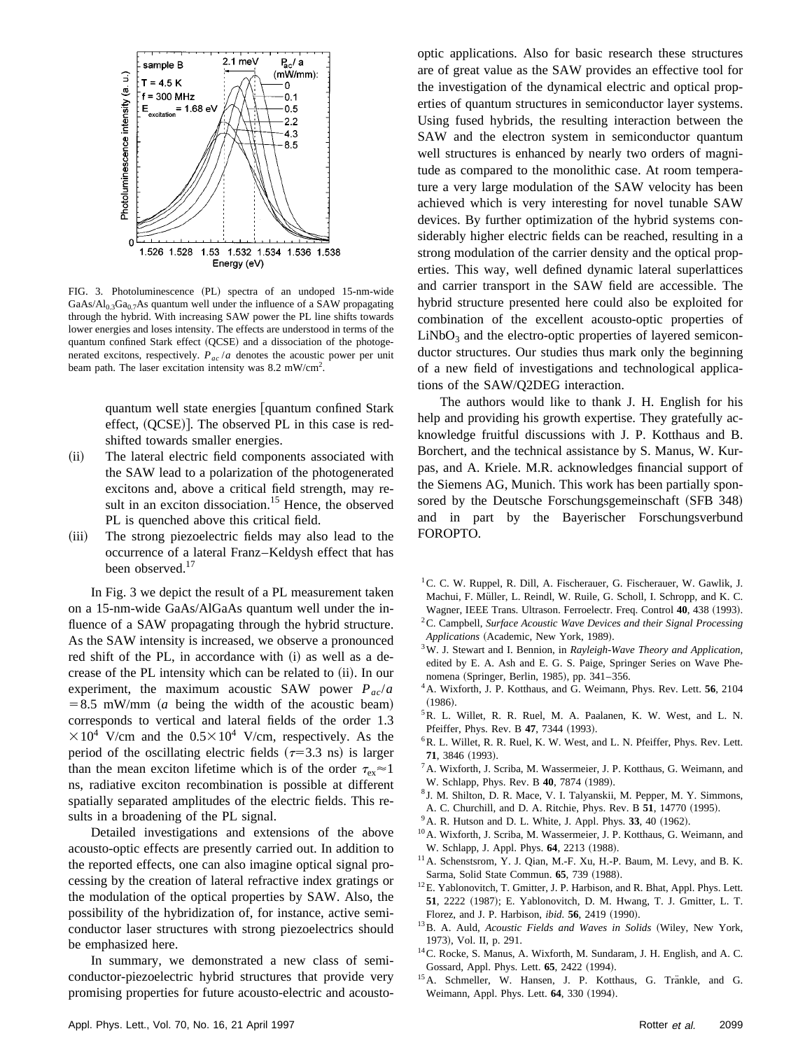sample B
T = 4.5 K
f = 300 MHz
$E_{excitation}$ = 1.68 eV
2.1 meV
$P_{ac}/a$ (mW/mm):
0
0.1
0.5
2.2
4.3
8.5
Photoluminescence intensity (a. u.)
0
1.526 1.528 1.53 1.532 1.534 1.536 1.538
Energy (eV)

FIG. 3. Photoluminescence (PL) spectra of an undoped 15-nm-wide $GaAs/Al_{0.3}Ga_{0.7}As$ quantum well under the influence of a SAW propagating through the hybrid. With increasing SAW power the PL line shifts towards lower energies and loses intensity. The effects are understood in terms of the quantum confined Stark effect (QCSE) and a dissociation of the photogenerated excitons, respectively. $P_{ac}/a$ denotes the acoustic power per unit beam path. The laser excitation intensity was 8.2 mW/cm$^2$.

quantum well state energies [quantum confined Stark effect, (QCSE)]. The observed PL in this case is redshifted towards smaller energies.

(ii) The lateral electric field components associated with the SAW lead to a polarization of the photogenerated excitons and, above a critical field strength, may result in an exciton dissociation.[15] Hence, the observed PL is quenched above this critical field.

(iii) The strong piezoelectric fields may also lead to the occurrence of a lateral Franz–Keldysh effect that has been observed.[17]

In Fig. 3 we depict the result of a PL measurement taken on a 15-nm-wide GaAs/AlGaAs quantum well under the influence of a SAW propagating through the hybrid structure. As the SAW intensity is increased, we observe a pronounced red shift of the PL, in accordance with (i) as well as a decrease of the PL intensity which can be related to (ii). In our experiment, the maximum acoustic SAW power $P_{ac}/a = 8.5$ mW/mm ($a$ being the width of the acoustic beam) corresponds to vertical and lateral fields of the order $1.3\times10^4$ V/cm and the $0.5\times10^4$ V/cm, respectively. As the period of the oscillating electric fields ($\tau=3.3$ ns) is larger than the mean exciton lifetime which is of the order $\tau_{ex}\approx1$ ns, radiative exciton recombination is possible at different spatially separated amplitudes of the electric fields. This results in a broadening of the PL signal.

Detailed investigations and extensions of the above acousto-optic effects are presently carried out. In addition to the reported effects, one can also imagine optical signal processing by the creation of lateral refractive index gratings or the modulation of the optical properties by SAW. Also, the possibility of the hybridization of, for instance, active semiconductor laser structures with strong piezoelectrics should be emphasized here.

In summary, we demonstrated a new class of semiconductor-piezoelectric hybrid structures that provide very promising properties for future acousto-electric and acousto-optic applications. Also for basic research these structures are of great value as the SAW provides an effective tool for the investigation of the dynamical electric and optical properties of quantum structures in semiconductor layer systems. Using fused hybrids, the resulting interaction between the SAW and the electron system in semiconductor quantum well structures is enhanced by nearly two orders of magnitude as compared to the monolithic case. At room temperature a very large modulation of the SAW velocity has been achieved which is very interesting for novel tunable SAW devices. By further optimization of the hybrid systems considerably higher electric fields can be reached, resulting in a strong modulation of the carrier density and the optical properties. This way, well defined dynamic lateral superlattices and carrier transport in the SAW field are accessible. The hybrid structure presented here could also be exploited for combination of the excellent acousto-optic properties of $LiNbO_3$ and the electro-optic properties of layered semiconductor structures. Our studies thus mark only the beginning of a new field of investigations and technological applications of the SAW/Q2DEG interaction.

The authors would like to thank J. H. English for his help and providing his growth expertise. They gratefully acknowledge fruitful discussions with J. P. Kotthaus and B. Borchert, and the technical assistance by S. Manus, W. Kurpas, and A. Kriele. M.R. acknowledges financial support of the Siemens AG, Munich. This work has been partially sponsored by the Deutsche Forschungsgemeinschaft (SFB 348) and in part by the Bayerischer Forschungsverbund FOROPTO.

[1] C. C. W. Ruppel, R. Dill, A. Fischerauer, G. Fischerauer, W. Gawlik, J. Machui, F. Müller, L. Reindl, W. Ruile, G. Scholl, I. Schropp, and K. C. Wagner, IEEE Trans. Ultrason. Ferroelectr. Freq. Control **40**, 438 (1993).

[2] C. Campbell, *Surface Acoustic Wave Devices and their Signal Processing Applications* (Academic, New York, 1989).

[3] W. J. Stewart and I. Bennion, in *Rayleigh-Wave Theory and Application*, edited by E. A. Ash and E. G. S. Paige, Springer Series on Wave Phenomena (Springer, Berlin, 1985), pp. 341–356.

[4] A. Wixforth, J. P. Kotthaus, and G. Weimann, Phys. Rev. Lett. **56**, 2104 (1986).

[5] R. L. Willet, R. R. Ruel, M. A. Paalanen, K. W. West, and L. N. Pfeiffer, Phys. Rev. B **47**, 7344 (1993).

[6] R. L. Willet, R. R. Ruel, K. W. West, and L. N. Pfeiffer, Phys. Rev. Lett. **71**, 3846 (1993).

[7] A. Wixforth, J. Scriba, M. Wassermeier, J. P. Kotthaus, G. Weimann, and W. Schlapp, Phys. Rev. B **40**, 7874 (1989).

[8] J. M. Shilton, D. R. Mace, V. I. Talyanskii, M. Pepper, M. Y. Simmons, A. C. Churchill, and D. A. Ritchie, Phys. Rev. B **51**, 14770 (1995).

[9] A. R. Hutson and D. L. White, J. Appl. Phys. **33**, 40 (1962).

[10] A. Wixforth, J. Scriba, M. Wassermeier, J. P. Kotthaus, G. Weimann, and W. Schlapp, J. Appl. Phys. **64**, 2213 (1988).

[11] A. Schenstsrom, Y. J. Qian, M.-F. Xu, H.-P. Baum, M. Levy, and B. K. Sarma, Solid State Commun. **65**, 739 (1988).

[12] E. Yablonovitch, T. Gmitter, J. P. Harbison, and R. Bhat, Appl. Phys. Lett. **51**, 2222 (1987); E. Yablonovitch, D. M. Hwang, T. J. Gmitter, L. T. Florez, and J. P. Harbison, *ibid.* **56**, 2419 (1990).

[13] B. A. Auld, *Acoustic Fields and Waves in Solids* (Wiley, New York, 1973), Vol. II, p. 291.

[14] C. Rocke, S. Manus, A. Wixforth, M. Sundaram, J. H. English, and A. C. Gossard, Appl. Phys. Lett. **65**, 2422 (1994).

[15] A. Schmeller, W. Hansen, J. P. Kotthaus, G. Tränkle, and G. Weimann, Appl. Phys. Lett. **64**, 330 (1994).